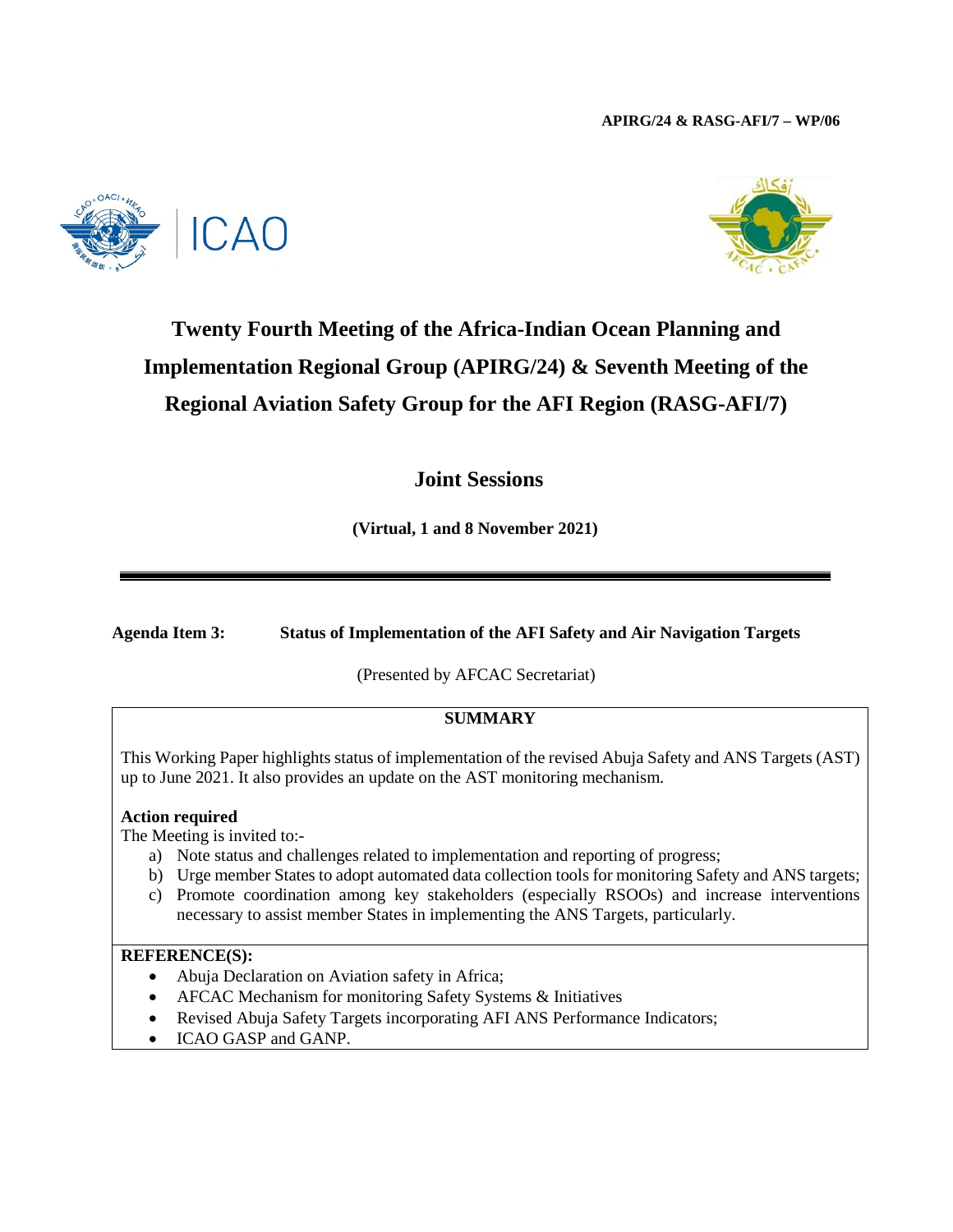**APIRG/24 & RASG-AFI/7 – WP/06**

# Twenty Fourth Meeting of the Africa-Indian Ocean Planning and Implementation Regional Group (APIRG/24) & Seventh Meeting of the Regional Aviation Safety Group for the AFI Region (RASG-AFI/7)

## Joint Sessions

**(Virtual, 1 and 8 November 2021)**

---

**Agenda Item 3: Status of Implementation of the AFI Safety and Air Navigation Targets**

(Presented by AFCAC Secretariat)

**SUMMARY**

This Working Paper highlights status of implementation of the revised Abuja Safety and ANS Targets (AST) up to June 2021. It also provides an update on the AST monitoring mechanism.

**Action required**

The Meeting is invited to:-

a) Note status and challenges related to implementation and reporting of progress;
b) Urge member States to adopt automated data collection tools for monitoring Safety and ANS targets;
c) Promote coordination among key stakeholders (especially RSOOs) and increase interventions necessary to assist member States in implementing the ANS Targets, particularly.

**REFERENCE(S):**

- Abuja Declaration on Aviation safety in Africa;
- AFCAC Mechanism for monitoring Safety Systems & Initiatives
- Revised Abuja Safety Targets incorporating AFI ANS Performance Indicators;
- ICAO GASP and GANP.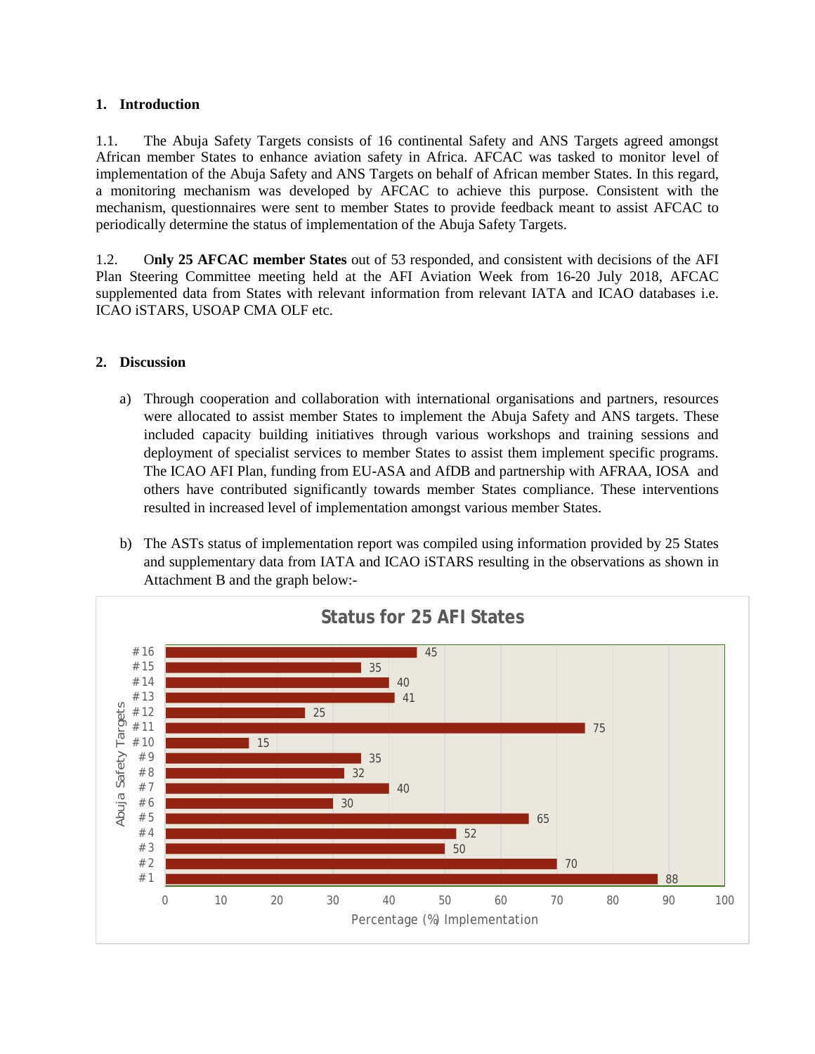## 1. Introduction

1.1. The Abuja Safety Targets consists of 16 continental Safety and ANS Targets agreed amongst African member States to enhance aviation safety in Africa. AFCAC was tasked to monitor level of implementation of the Abuja Safety and ANS Targets on behalf of African member States. In this regard, a monitoring mechanism was developed by AFCAC to achieve this purpose. Consistent with the mechanism, questionnaires were sent to member States to provide feedback meant to assist AFCAC to periodically determine the status of implementation of the Abuja Safety Targets.

1.2. O**nly 25 AFCAC member States** out of 53 responded, and consistent with decisions of the AFI Plan Steering Committee meeting held at the AFI Aviation Week from 16-20 July 2018, AFCAC supplemented data from States with relevant information from relevant IATA and ICAO databases i.e. ICAO iSTARS, USOAP CMA OLF etc.

## 2. Discussion

a) Through cooperation and collaboration with international organisations and partners, resources were allocated to assist member States to implement the Abuja Safety and ANS targets. These included capacity building initiatives through various workshops and training sessions and deployment of specialist services to member States to assist them implement specific programs. The ICAO AFI Plan, funding from EU-ASA and AfDB and partnership with AFRAA, IOSA and others have contributed significantly towards member States compliance. These interventions resulted in increased level of implementation amongst various member States.

b) The ASTs status of implementation report was compiled using information provided by 25 States and supplementary data from IATA and ICAO iSTARS resulting in the observations as shown in Attachment B and the graph below:-

**Status for 25 AFI States**

| Abuja Safety Targets | Percentage (%) Implementation |
|---|---|
| #16 | 45 |
| #15 | 35 |
| #14 | 40 |
| #13 | 41 |
| #12 | 25 |
| #11 | 75 |
| #10 | 15 |
| #9 | 35 |
| #8 | 32 |
| #7 | 40 |
| #6 | 30 |
| #5 | 65 |
| #4 | 52 |
| #3 | 50 |
| #2 | 70 |
| #1 | 88 |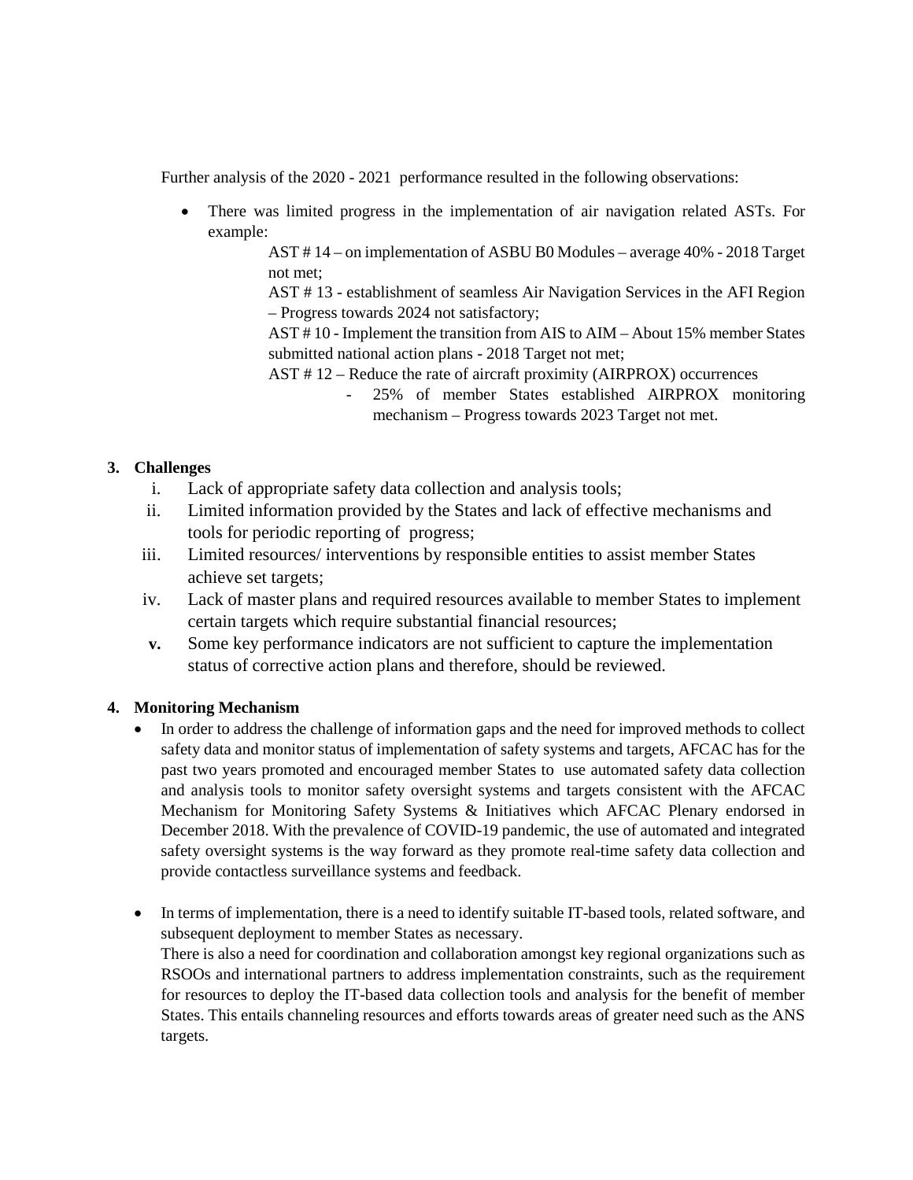Further analysis of the 2020 - 2021 performance resulted in the following observations:

- There was limited progress in the implementation of air navigation related ASTs. For example:

  AST # 14 – on implementation of ASBU B0 Modules – average 40% - 2018 Target not met;

  AST # 13 - establishment of seamless Air Navigation Services in the AFI Region – Progress towards 2024 not satisfactory;

  AST # 10 - Implement the transition from AIS to AIM – About 15% member States submitted national action plans - 2018 Target not met;

  AST # 12 – Reduce the rate of aircraft proximity (AIRPROX) occurrences

  - 25% of member States established AIRPROX monitoring mechanism – Progress towards 2023 Target not met.

### 3. Challenges

i. Lack of appropriate safety data collection and analysis tools;

ii. Limited information provided by the States and lack of effective mechanisms and tools for periodic reporting of progress;

iii. Limited resources/ interventions by responsible entities to assist member States achieve set targets;

iv. Lack of master plans and required resources available to member States to implement certain targets which require substantial financial resources;

**v.** Some key performance indicators are not sufficient to capture the implementation status of corrective action plans and therefore, should be reviewed.

### 4. Monitoring Mechanism

- In order to address the challenge of information gaps and the need for improved methods to collect safety data and monitor status of implementation of safety systems and targets, AFCAC has for the past two years promoted and encouraged member States to use automated safety data collection and analysis tools to monitor safety oversight systems and targets consistent with the AFCAC Mechanism for Monitoring Safety Systems & Initiatives which AFCAC Plenary endorsed in December 2018. With the prevalence of COVID-19 pandemic, the use of automated and integrated safety oversight systems is the way forward as they promote real-time safety data collection and provide contactless surveillance systems and feedback.

- In terms of implementation, there is a need to identify suitable IT-based tools, related software, and subsequent deployment to member States as necessary.

  There is also a need for coordination and collaboration amongst key regional organizations such as RSOOs and international partners to address implementation constraints, such as the requirement for resources to deploy the IT-based data collection tools and analysis for the benefit of member States. This entails channeling resources and efforts towards areas of greater need such as the ANS targets.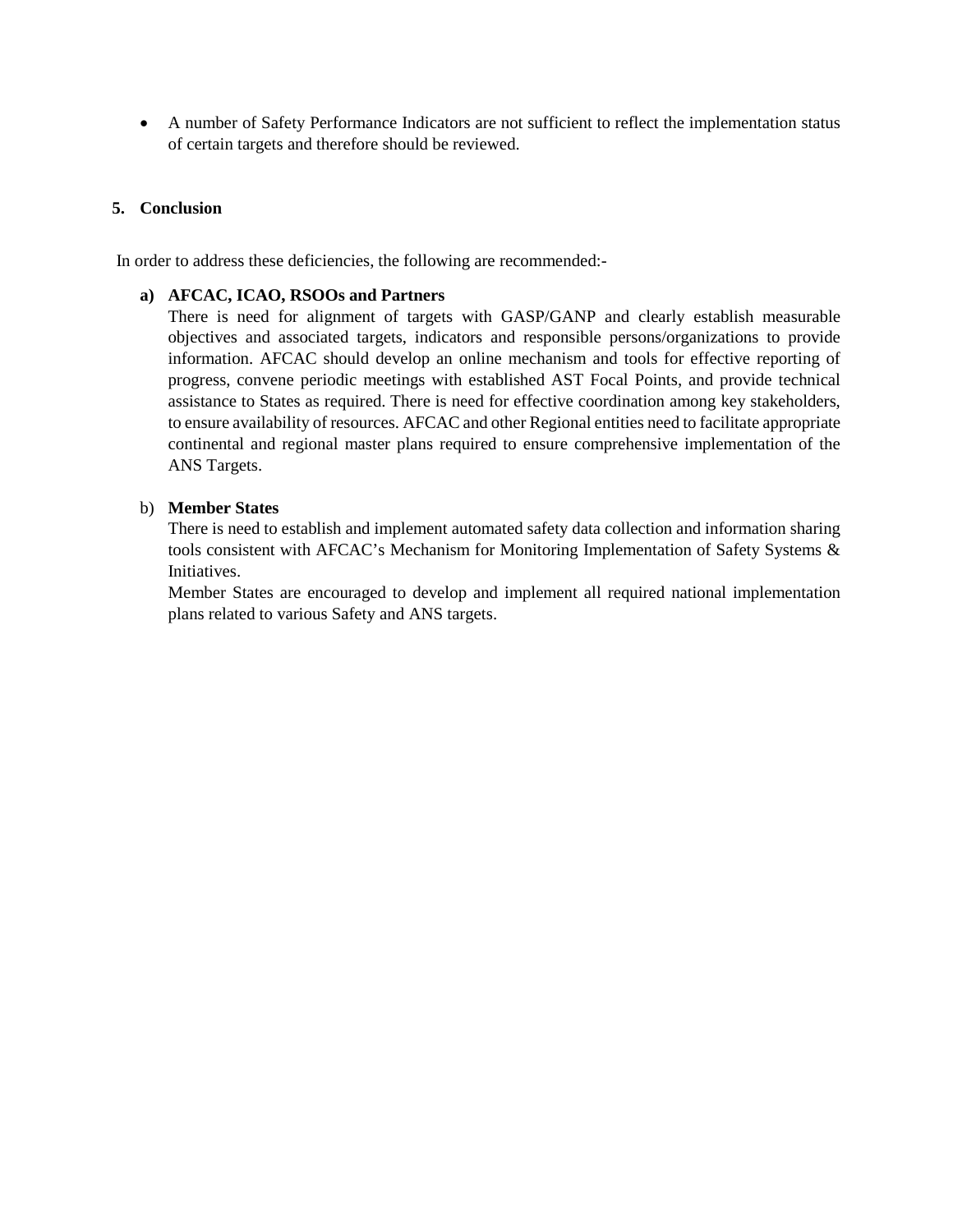- A number of Safety Performance Indicators are not sufficient to reflect the implementation status of certain targets and therefore should be reviewed.

## 5. Conclusion

In order to address these deficiencies, the following are recommended:-

**a) AFCAC, ICAO, RSOOs and Partners**

There is need for alignment of targets with GASP/GANP and clearly establish measurable objectives and associated targets, indicators and responsible persons/organizations to provide information. AFCAC should develop an online mechanism and tools for effective reporting of progress, convene periodic meetings with established AST Focal Points, and provide technical assistance to States as required. There is need for effective coordination among key stakeholders, to ensure availability of resources. AFCAC and other Regional entities need to facilitate appropriate continental and regional master plans required to ensure comprehensive implementation of the ANS Targets.

b) **Member States**

There is need to establish and implement automated safety data collection and information sharing tools consistent with AFCAC's Mechanism for Monitoring Implementation of Safety Systems & Initiatives.

Member States are encouraged to develop and implement all required national implementation plans related to various Safety and ANS targets.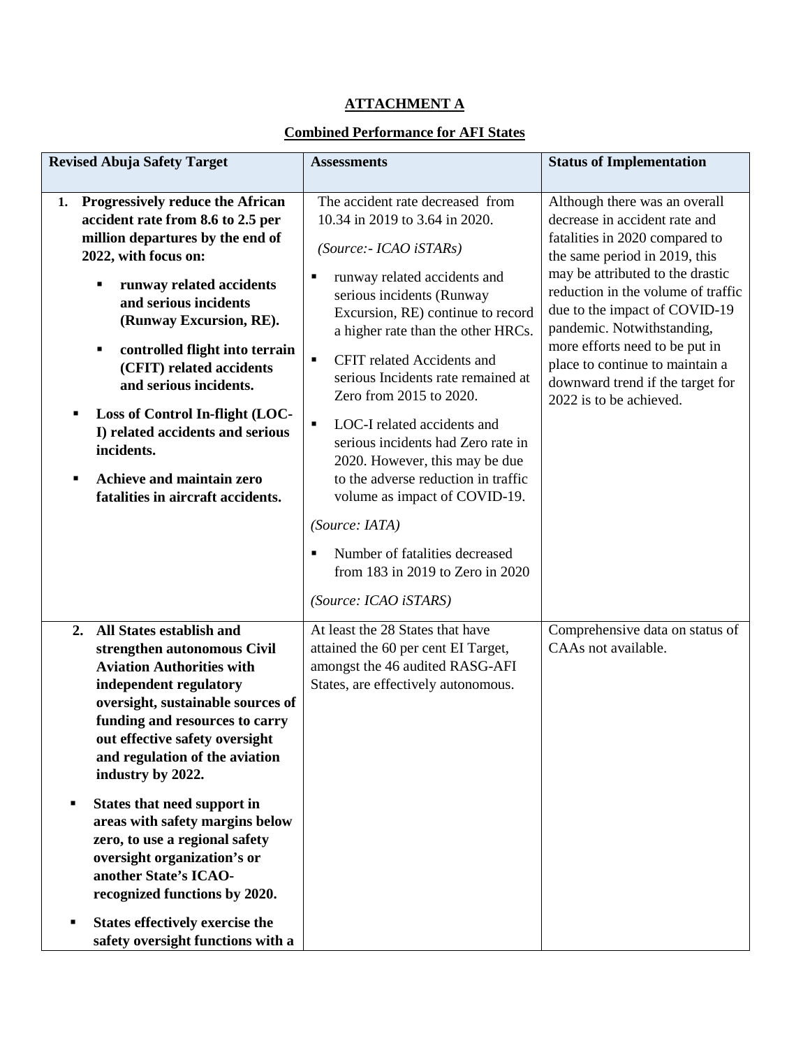**ATTACHMENT A**

**Combined Performance for AFI States**

| Revised Abuja Safety Target | Assessments | Status of Implementation |
|---|---|---|
| **1. Progressively reduce the African accident rate from 8.6 to 2.5 per million departures by the end of 2022, with focus on:**<br>▪ **runway related accidents and serious incidents (Runway Excursion, RE).**<br>▪ **controlled flight into terrain (CFIT) related accidents and serious incidents.**<br>▪ **Loss of Control In-flight (LOC-I) related accidents and serious incidents.**<br>▪ **Achieve and maintain zero fatalities in aircraft accidents.** | The accident rate decreased from 10.34 in 2019 to 3.64 in 2020.<br>*(Source:- ICAO iSTARs)*<br>▪ runway related accidents and serious incidents (Runway Excursion, RE) continue to record a higher rate than the other HRCs.<br>▪ CFIT related Accidents and serious Incidents rate remained at Zero from 2015 to 2020.<br>▪ LOC-I related accidents and serious incidents had Zero rate in 2020. However, this may be due to the adverse reduction in traffic volume as impact of COVID-19.<br>*(Source: IATA)*<br>▪ Number of fatalities decreased from 183 in 2019 to Zero in 2020<br>*(Source: ICAO iSTARS)* | Although there was an overall decrease in accident rate and fatalities in 2020 compared to the same period in 2019, this may be attributed to the drastic reduction in the volume of traffic due to the impact of COVID-19 pandemic. Notwithstanding, more efforts need to be put in place to continue to maintain a downward trend if the target for 2022 is to be achieved. |
| **2. All States establish and strengthen autonomous Civil Aviation Authorities with independent regulatory oversight, sustainable sources of funding and resources to carry out effective safety oversight and regulation of the aviation industry by 2022.**<br>▪ **States that need support in areas with safety margins below zero, to use a regional safety oversight organization's or another State's ICAO-recognized functions by 2020.**<br>▪ **States effectively exercise the safety oversight functions with a** | At least the 28 States that have attained the 60 per cent EI Target, amongst the 46 audited RASG-AFI States, are effectively autonomous. | Comprehensive data on status of CAAs not available. |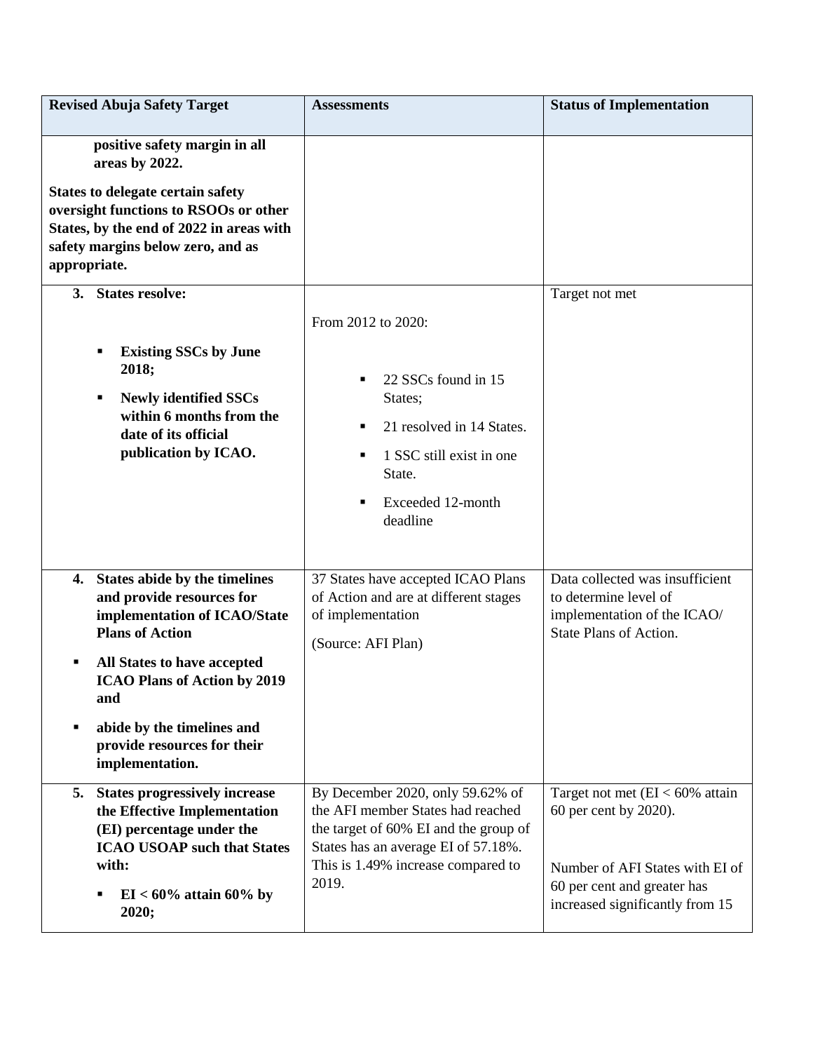| Revised Abuja Safety Target | Assessments | Status of Implementation |
|---|---|---|
| **positive safety margin in all areas by 2022.**<br><br>**States to delegate certain safety oversight functions to RSOOs or other States, by the end of 2022 in areas with safety margins below zero, and as appropriate.** | | |
| **3. States resolve:**<br><br>▪ **Existing SSCs by June 2018;**<br>▪ **Newly identified SSCs within 6 months from the date of its official publication by ICAO.** | From 2012 to 2020:<br><br>▪ 22 SSCs found in 15 States;<br>▪ 21 resolved in 14 States.<br>▪ 1 SSC still exist in one State.<br>▪ Exceeded 12-month deadline | Target not met |
| **4. States abide by the timelines and provide resources for implementation of ICAO/State Plans of Action**<br><br>▪ **All States to have accepted ICAO Plans of Action by 2019 and**<br>▪ **abide by the timelines and provide resources for their implementation.** | 37 States have accepted ICAO Plans of Action and are at different stages of implementation<br><br>(Source: AFI Plan) | Data collected was insufficient to determine level of implementation of the ICAO/ State Plans of Action. |
| **5. States progressively increase the Effective Implementation (EI) percentage under the ICAO USOAP such that States with:**<br><br>▪ **EI < 60% attain 60% by 2020;** | By December 2020, only 59.62% of the AFI member States had reached the target of 60% EI and the group of States has an average EI of 57.18%. This is 1.49% increase compared to 2019. | Target not met (EI < 60% attain 60 per cent by 2020).<br><br>Number of AFI States with EI of 60 per cent and greater has increased significantly from 15 |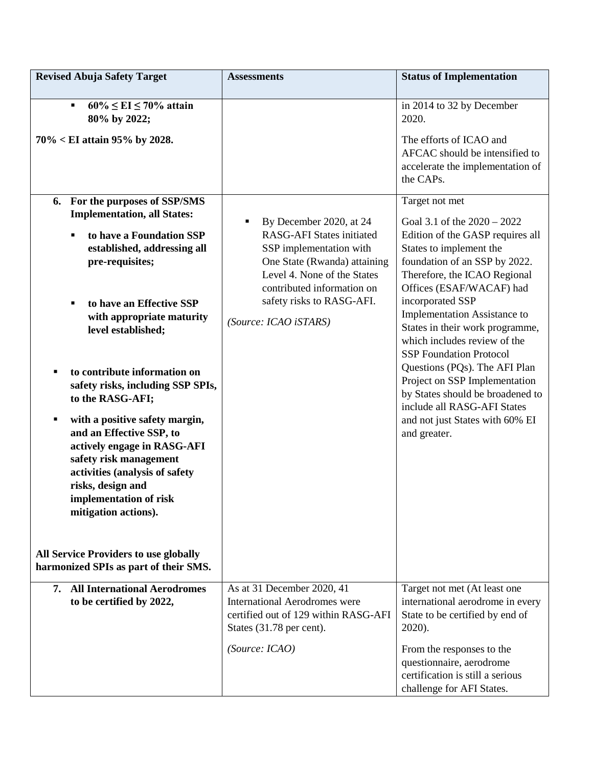| Revised Abuja Safety Target | Assessments | Status of Implementation |
|---|---|---|
| ▪ **60% ≤ EI ≤ 70% attain 80% by 2022;**<br><br>**70% < EI attain 95% by 2028.** | | in 2014 to 32 by December 2020.<br><br>The efforts of ICAO and AFCAC should be intensified to accelerate the implementation of the CAPs. |
| **6. For the purposes of SSP/SMS Implementation, all States:**<br><br>▪ **to have a Foundation SSP established, addressing all pre-requisites;**<br><br>▪ **to have an Effective SSP with appropriate maturity level established;**<br><br>▪ **to contribute information on safety risks, including SSP SPIs, to the RASG-AFI;**<br><br>▪ **with a positive safety margin, and an Effective SSP, to actively engage in RASG-AFI safety risk management activities (analysis of safety risks, design and implementation of risk mitigation actions).**<br><br>**All Service Providers to use globally harmonized SPIs as part of their SMS.** | ▪ By December 2020, at 24 RASG-AFI States initiated SSP implementation with One State (Rwanda) attaining Level 4. None of the States contributed information on safety risks to RASG-AFI.<br><br>*(Source: ICAO iSTARS)* | Target not met<br><br>Goal 3.1 of the 2020 – 2022 Edition of the GASP requires all States to implement the foundation of an SSP by 2022. Therefore, the ICAO Regional Offices (ESAF/WACAF) had incorporated SSP Implementation Assistance to States in their work programme, which includes review of the SSP Foundation Protocol Questions (PQs). The AFI Plan Project on SSP Implementation by States should be broadened to include all RASG-AFI States and not just States with 60% EI and greater. |
| **7. All International Aerodromes to be certified by 2022,** | As at 31 December 2020, 41 International Aerodromes were certified out of 129 within RASG-AFI States (31.78 per cent).<br><br>*(Source: ICAO)* | Target not met (At least one international aerodrome in every State to be certified by end of 2020).<br><br>From the responses to the questionnaire, aerodrome certification is still a serious challenge for AFI States. |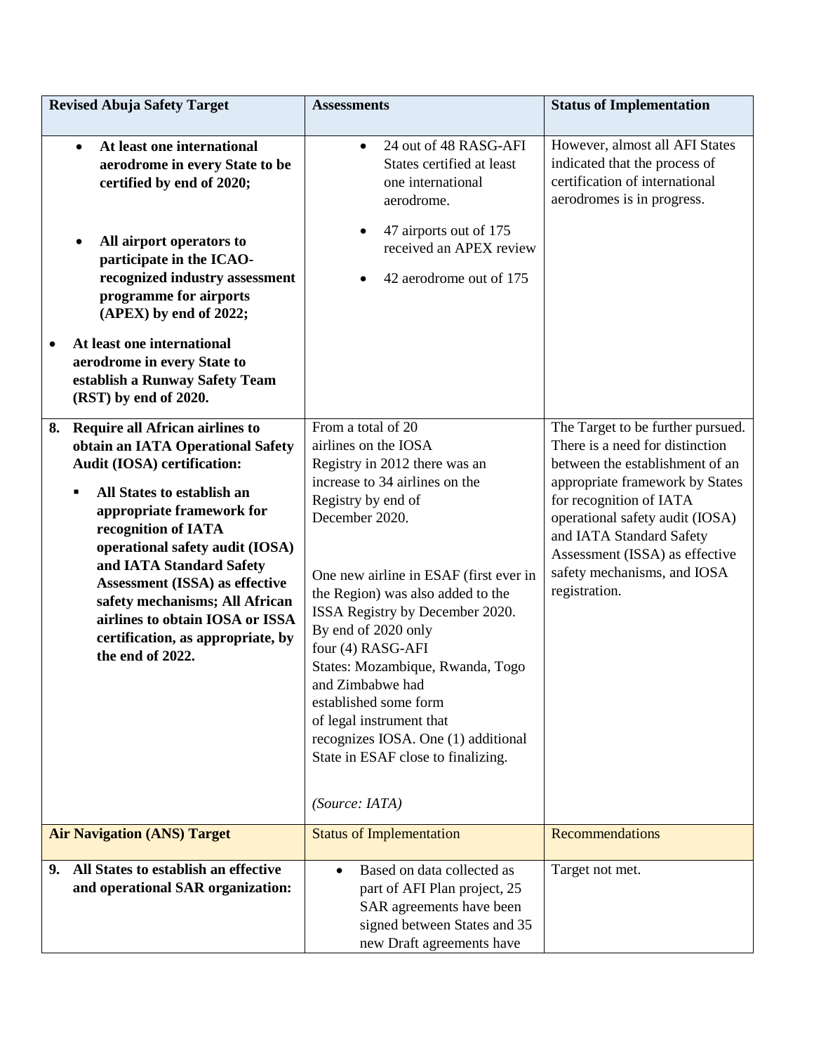| Revised Abuja Safety Target | Assessments | Status of Implementation |
|---|---|---|
| • **At least one international aerodrome in every State to be certified by end of 2020;**<br><br>• **All airport operators to participate in the ICAO-recognized industry assessment programme for airports (APEX) by end of 2022;**<br><br>• **At least one international aerodrome in every State to establish a Runway Safety Team (RST) by end of 2020.** | • 24 out of 48 RASG-AFI States certified at least one international aerodrome.<br><br>• 47 airports out of 175 received an APEX review<br><br>• 42 aerodrome out of 175 | However, almost all AFI States indicated that the process of certification of international aerodromes is in progress. |
| **8. Require all African airlines to obtain an IATA Operational Safety Audit (IOSA) certification:**<br><br>▪ **All States to establish an appropriate framework for recognition of IATA operational safety audit (IOSA) and IATA Standard Safety Assessment (ISSA) as effective safety mechanisms; All African airlines to obtain IOSA or ISSA certification, as appropriate, by the end of 2022.** | From a total of 20 airlines on the IOSA Registry in 2012 there was an increase to 34 airlines on the Registry by end of December 2020.<br><br>One new airline in ESAF (first ever in the Region) was also added to the ISSA Registry by December 2020. By end of 2020 only four (4) RASG-AFI States: Mozambique, Rwanda, Togo and Zimbabwe had established some form of legal instrument that recognizes IOSA. One (1) additional State in ESAF close to finalizing.<br><br>*(Source: IATA)* | The Target to be further pursued. There is a need for distinction between the establishment of an appropriate framework by States for recognition of IATA operational safety audit (IOSA) and IATA Standard Safety Assessment (ISSA) as effective safety mechanisms, and IOSA registration. |
| **Air Navigation (ANS) Target** | Status of Implementation | Recommendations |
| **9. All States to establish an effective and operational SAR organization:** | • Based on data collected as part of AFI Plan project, 25 SAR agreements have been signed between States and 35 new Draft agreements have | Target not met. |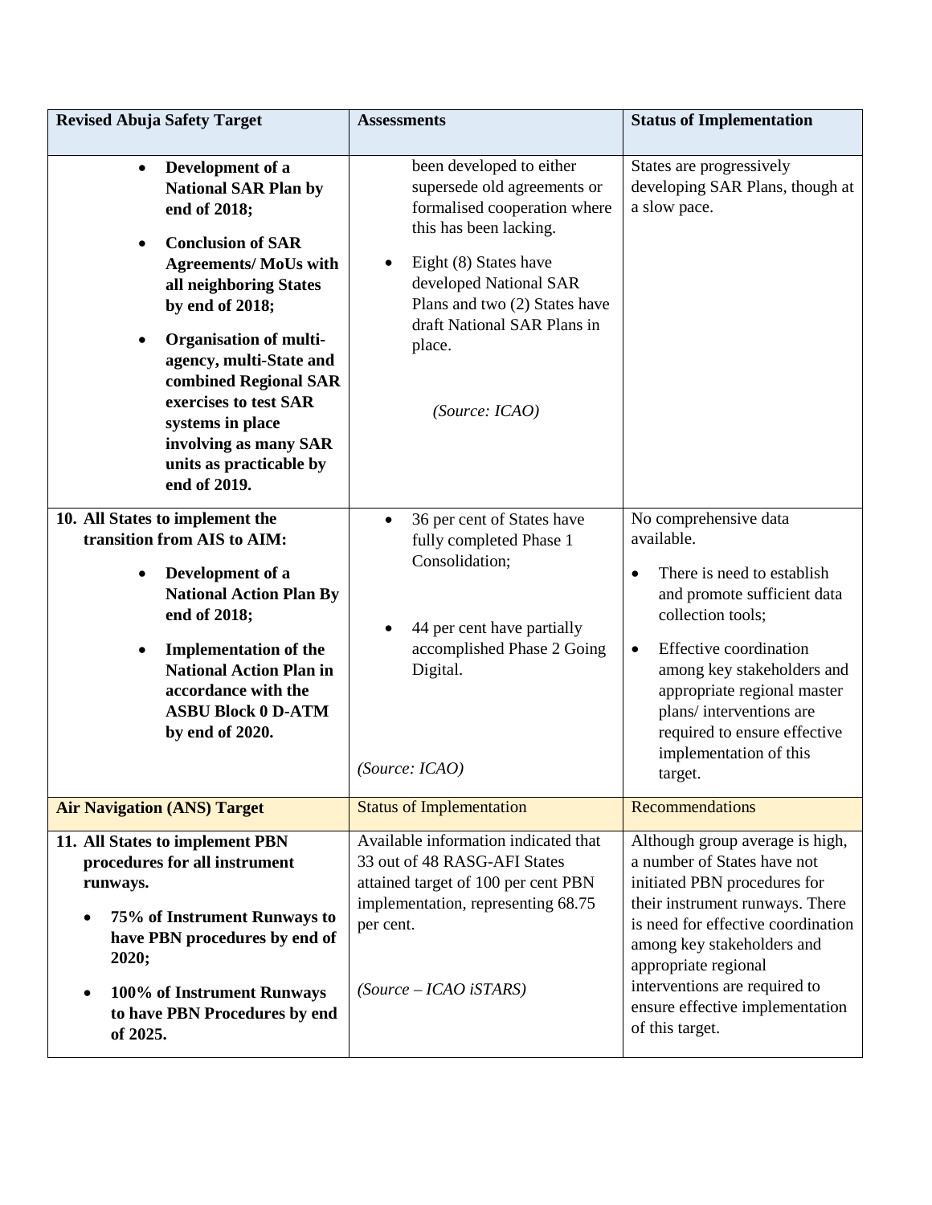| Revised Abuja Safety Target | Assessments | Status of Implementation |
|---|---|---|
| • **Development of a National SAR Plan by end of 2018;**<br>• **Conclusion of SAR Agreements/ MoUs with all neighboring States by end of 2018;**<br>• **Organisation of multi-agency, multi-State and combined Regional SAR exercises to test SAR systems in place involving as many SAR units as practicable by end of 2019.** | been developed to either supersede old agreements or formalised cooperation where this has been lacking.<br>• Eight (8) States have developed National SAR Plans and two (2) States have draft National SAR Plans in place.<br>*(Source: ICAO)* | States are progressively developing SAR Plans, though at a slow pace. |
| **10. All States to implement the transition from AIS to AIM:**<br>• **Development of a National Action Plan By end of 2018;**<br>• **Implementation of the National Action Plan in accordance with the ASBU Block 0 D-ATM by end of 2020.** | • 36 per cent of States have fully completed Phase 1 Consolidation;<br>• 44 per cent have partially accomplished Phase 2 Going Digital.<br>*(Source: ICAO)* | No comprehensive data available.<br>• There is need to establish and promote sufficient data collection tools;<br>• Effective coordination among key stakeholders and appropriate regional master plans/ interventions are required to ensure effective implementation of this target. |
| **Air Navigation (ANS) Target** | Status of Implementation | Recommendations |
| **11. All States to implement PBN procedures for all instrument runways.**<br>• **75% of Instrument Runways to have PBN procedures by end of 2020;**<br>• **100% of Instrument Runways to have PBN Procedures by end of 2025.** | Available information indicated that 33 out of 48 RASG-AFI States attained target of 100 per cent PBN implementation, representing 68.75 per cent.<br>*(Source – ICAO iSTARS)* | Although group average is high, a number of States have not initiated PBN procedures for their instrument runways. There is need for effective coordination among key stakeholders and appropriate regional interventions are required to ensure effective implementation of this target. |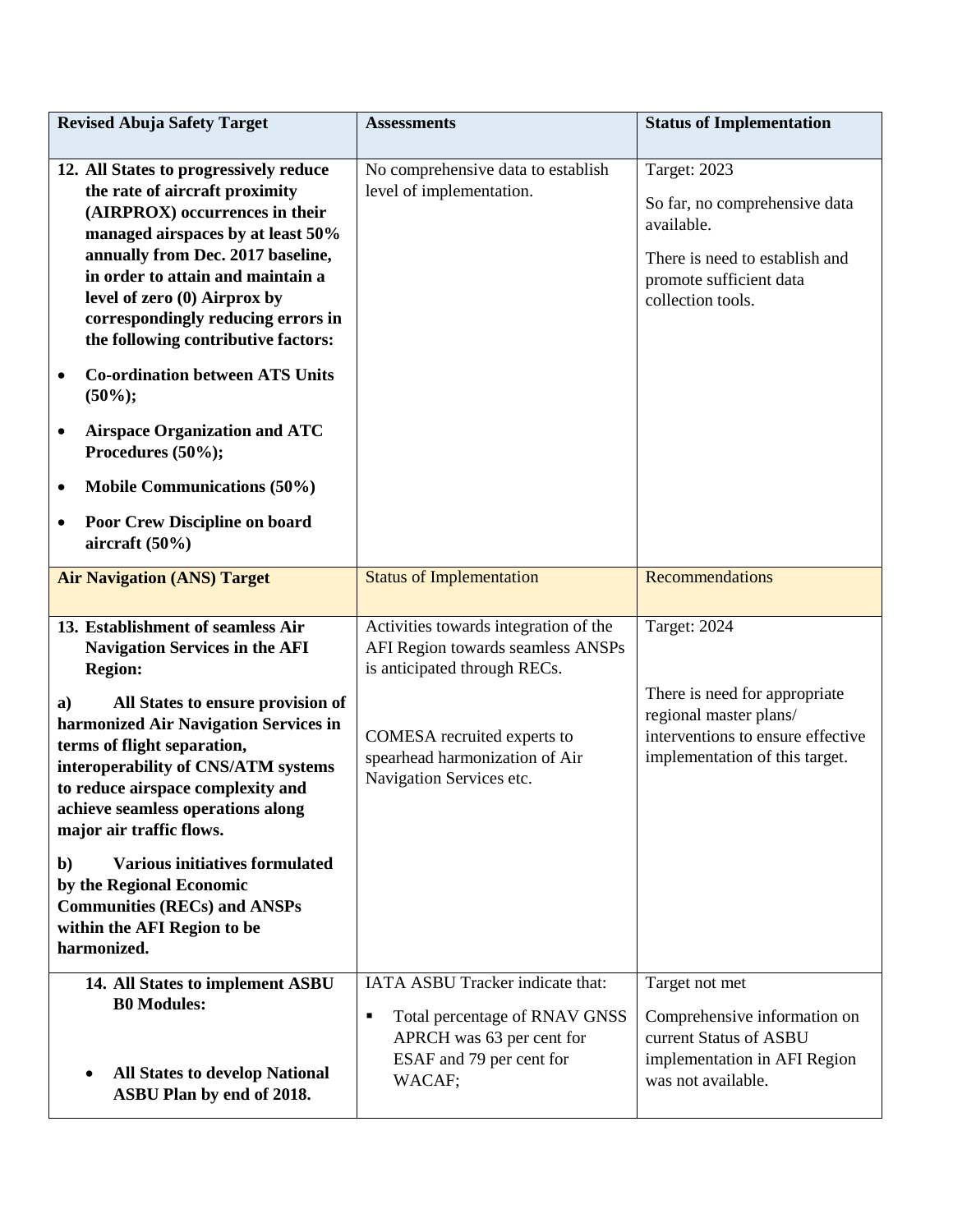| Revised Abuja Safety Target | Assessments | Status of Implementation |
|---|---|---|
| **12. All States to progressively reduce the rate of aircraft proximity (AIRPROX) occurrences in their managed airspaces by at least 50% annually from Dec. 2017 baseline, in order to attain and maintain a level of zero (0) Airprox by correspondingly reducing errors in the following contributive factors:**<br>• **Co-ordination between ATS Units (50%);**<br>• **Airspace Organization and ATC Procedures (50%);**<br>• **Mobile Communications (50%)**<br>• **Poor Crew Discipline on board aircraft (50%)** | No comprehensive data to establish level of implementation. | Target: 2023<br>So far, no comprehensive data available.<br>There is need to establish and promote sufficient data collection tools. |
| **Air Navigation (ANS) Target** | Status of Implementation | Recommendations |
| **13. Establishment of seamless Air Navigation Services in the AFI Region:**<br>**a) All States to ensure provision of harmonized Air Navigation Services in terms of flight separation, interoperability of CNS/ATM systems to reduce airspace complexity and achieve seamless operations along major air traffic flows.**<br>**b) Various initiatives formulated by the Regional Economic Communities (RECs) and ANSPs within the AFI Region to be harmonized.** | Activities towards integration of the AFI Region towards seamless ANSPs is anticipated through RECs.<br>COMESA recruited experts to spearhead harmonization of Air Navigation Services etc. | Target: 2024<br>There is need for appropriate regional master plans/ interventions to ensure effective implementation of this target. |
| **14. All States to implement ASBU B0 Modules:**<br>• **All States to develop National ASBU Plan by end of 2018.** | IATA ASBU Tracker indicate that:<br>▪ Total percentage of RNAV GNSS APRCH was 63 per cent for ESAF and 79 per cent for WACAF; | Target not met<br>Comprehensive information on current Status of ASBU implementation in AFI Region was not available. |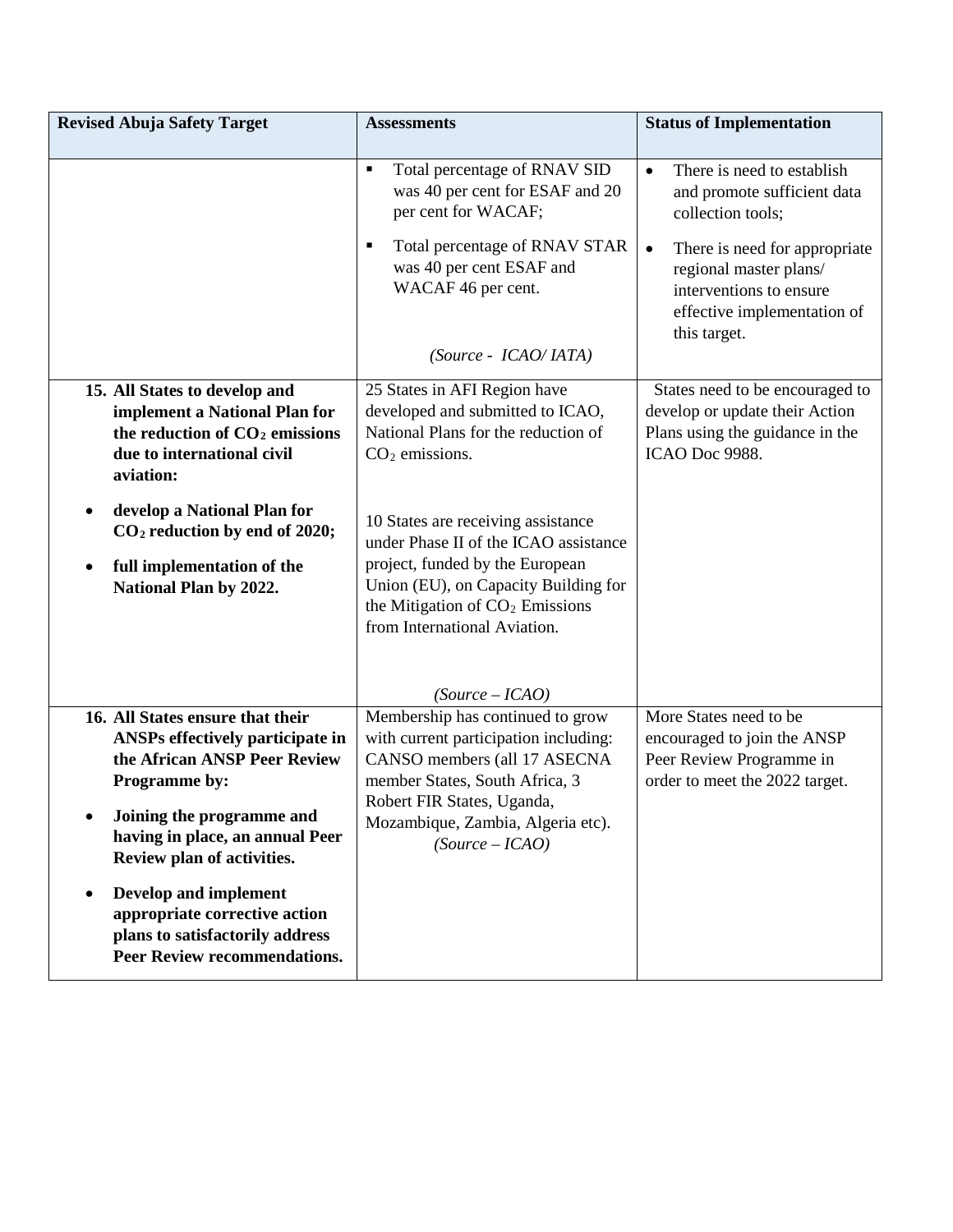| Revised Abuja Safety Target | Assessments | Status of Implementation |
|---|---|---|
| | ▪ Total percentage of RNAV SID was 40 per cent for ESAF and 20 per cent for WACAF;<br><br>▪ Total percentage of RNAV STAR was 40 per cent ESAF and WACAF 46 per cent.<br><br>*(Source - ICAO/ IATA)* | • There is need to establish and promote sufficient data collection tools;<br><br>• There is need for appropriate regional master plans/ interventions to ensure effective implementation of this target. |
| **15. All States to develop and implement a National Plan for the reduction of $CO_2$ emissions due to international civil aviation:**<br><br>• **develop a National Plan for $CO_2$ reduction by end of 2020;**<br><br>• **full implementation of the National Plan by 2022.** | 25 States in AFI Region have developed and submitted to ICAO, National Plans for the reduction of $CO_2$ emissions.<br><br>10 States are receiving assistance under Phase II of the ICAO assistance project, funded by the European Union (EU), on Capacity Building for the Mitigation of $CO_2$ Emissions from International Aviation.<br><br>*(Source – ICAO)* | States need to be encouraged to develop or update their Action Plans using the guidance in the ICAO Doc 9988. |
| **16. All States ensure that their ANSPs effectively participate in the African ANSP Peer Review Programme by:**<br><br>• **Joining the programme and having in place, an annual Peer Review plan of activities.**<br><br>• **Develop and implement appropriate corrective action plans to satisfactorily address Peer Review recommendations.** | Membership has continued to grow with current participation including: CANSO members (all 17 ASECNA member States, South Africa, 3 Robert FIR States, Uganda, Mozambique, Zambia, Algeria etc).<br>*(Source – ICAO)* | More States need to be encouraged to join the ANSP Peer Review Programme in order to meet the 2022 target. |